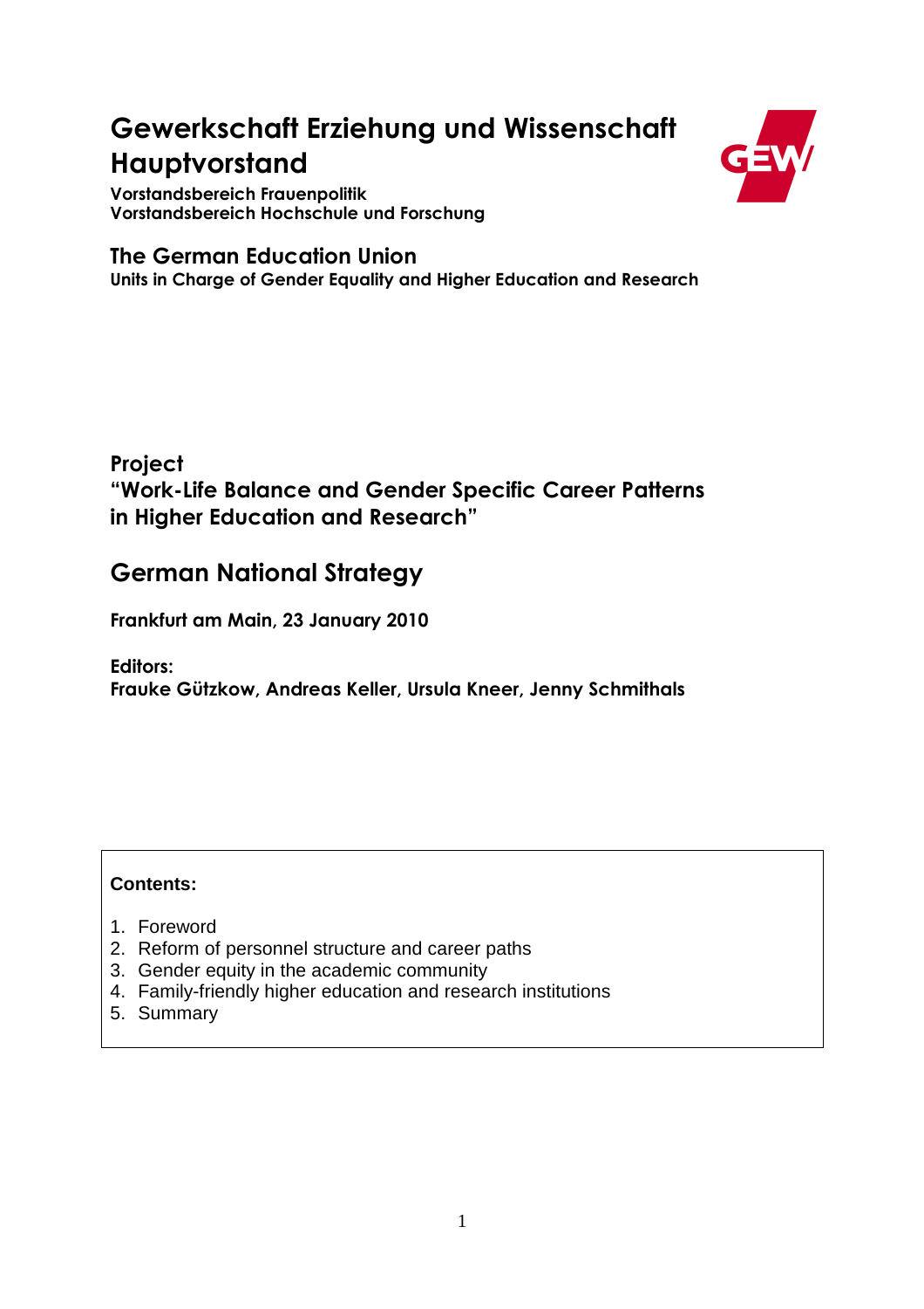# Gewerkschaft Erziehung und Wissenschaft Hauptvorstand

**Vorstandsbereich Frauenpolitik**
**Vorstandsbereich Hochschule und Forschung**

## The German Education Union

**Units in Charge of Gender Equality and Higher Education and Research**

## Project
## "Work-Life Balance and Gender Specific Career Patterns in Higher Education and Research"

# German National Strategy

**Frankfurt am Main, 23 January 2010**

**Editors:**
**Frauke Gützkow, Andreas Keller, Ursula Kneer, Jenny Schmithals**

**Contents:**

1. Foreword
2. Reform of personnel structure and career paths
3. Gender equity in the academic community
4. Family-friendly higher education and research institutions
5. Summary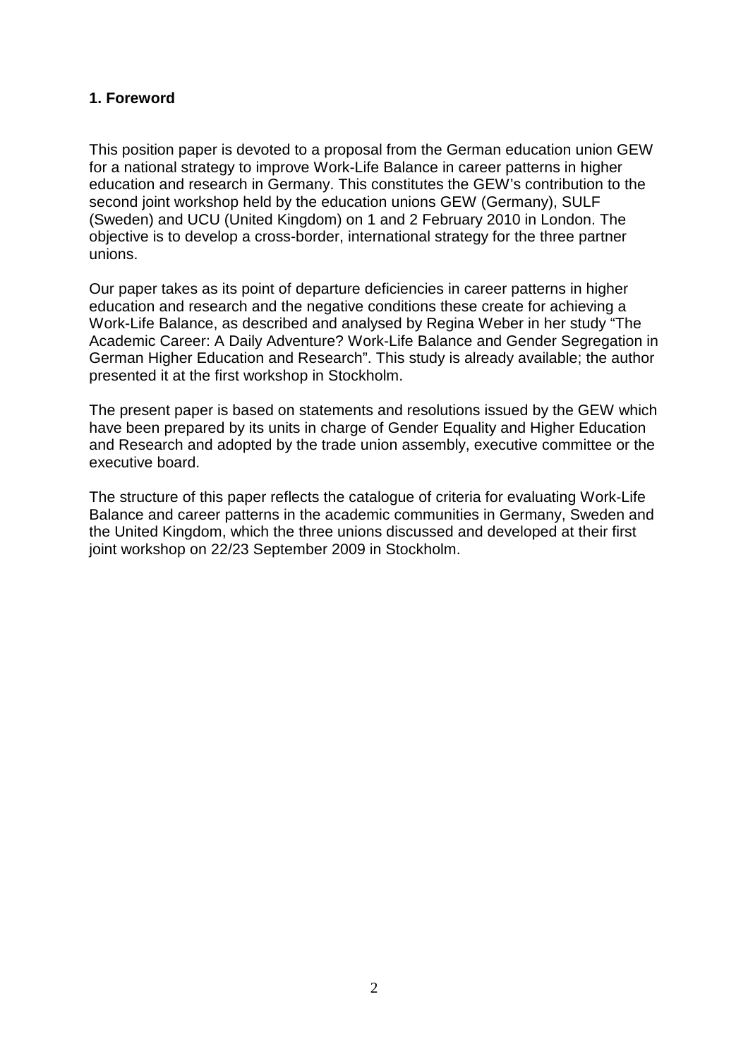## 1. Foreword

This position paper is devoted to a proposal from the German education union GEW for a national strategy to improve Work-Life Balance in career patterns in higher education and research in Germany. This constitutes the GEW's contribution to the second joint workshop held by the education unions GEW (Germany), SULF (Sweden) and UCU (United Kingdom) on 1 and 2 February 2010 in London. The objective is to develop a cross-border, international strategy for the three partner unions.

Our paper takes as its point of departure deficiencies in career patterns in higher education and research and the negative conditions these create for achieving a Work-Life Balance, as described and analysed by Regina Weber in her study "The Academic Career: A Daily Adventure? Work-Life Balance and Gender Segregation in German Higher Education and Research". This study is already available; the author presented it at the first workshop in Stockholm.

The present paper is based on statements and resolutions issued by the GEW which have been prepared by its units in charge of Gender Equality and Higher Education and Research and adopted by the trade union assembly, executive committee or the executive board.

The structure of this paper reflects the catalogue of criteria for evaluating Work-Life Balance and career patterns in the academic communities in Germany, Sweden and the United Kingdom, which the three unions discussed and developed at their first joint workshop on 22/23 September 2009 in Stockholm.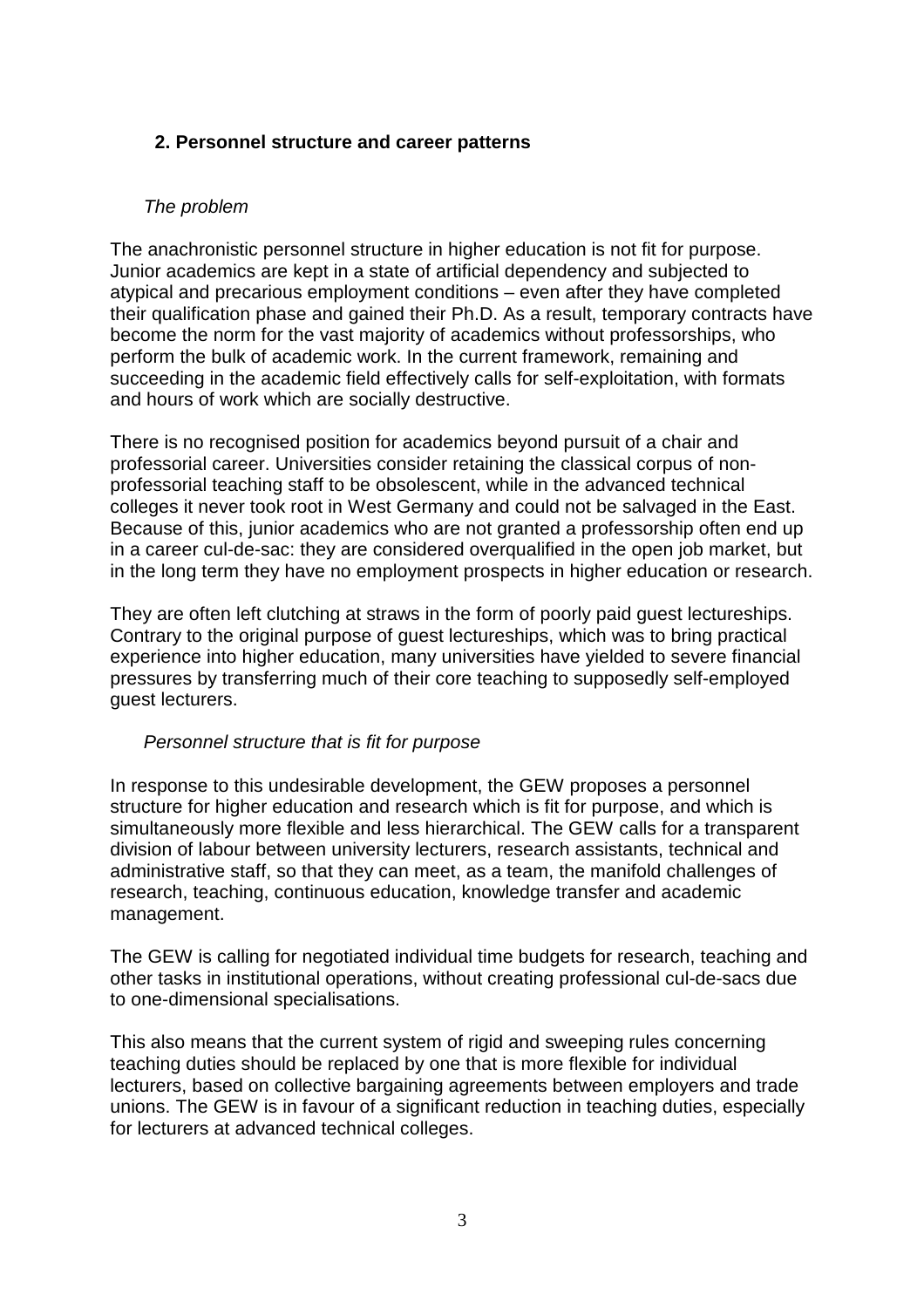## 2. Personnel structure and career patterns

*The problem*

The anachronistic personnel structure in higher education is not fit for purpose. Junior academics are kept in a state of artificial dependency and subjected to atypical and precarious employment conditions – even after they have completed their qualification phase and gained their Ph.D. As a result, temporary contracts have become the norm for the vast majority of academics without professorships, who perform the bulk of academic work. In the current framework, remaining and succeeding in the academic field effectively calls for self-exploitation, with formats and hours of work which are socially destructive.

There is no recognised position for academics beyond pursuit of a chair and professorial career. Universities consider retaining the classical corpus of non-professorial teaching staff to be obsolescent, while in the advanced technical colleges it never took root in West Germany and could not be salvaged in the East. Because of this, junior academics who are not granted a professorship often end up in a career cul-de-sac: they are considered overqualified in the open job market, but in the long term they have no employment prospects in higher education or research.

They are often left clutching at straws in the form of poorly paid guest lectureships. Contrary to the original purpose of guest lectureships, which was to bring practical experience into higher education, many universities have yielded to severe financial pressures by transferring much of their core teaching to supposedly self-employed guest lecturers.

*Personnel structure that is fit for purpose*

In response to this undesirable development, the GEW proposes a personnel structure for higher education and research which is fit for purpose, and which is simultaneously more flexible and less hierarchical. The GEW calls for a transparent division of labour between university lecturers, research assistants, technical and administrative staff, so that they can meet, as a team, the manifold challenges of research, teaching, continuous education, knowledge transfer and academic management.

The GEW is calling for negotiated individual time budgets for research, teaching and other tasks in institutional operations, without creating professional cul-de-sacs due to one-dimensional specialisations.

This also means that the current system of rigid and sweeping rules concerning teaching duties should be replaced by one that is more flexible for individual lecturers, based on collective bargaining agreements between employers and trade unions. The GEW is in favour of a significant reduction in teaching duties, especially for lecturers at advanced technical colleges.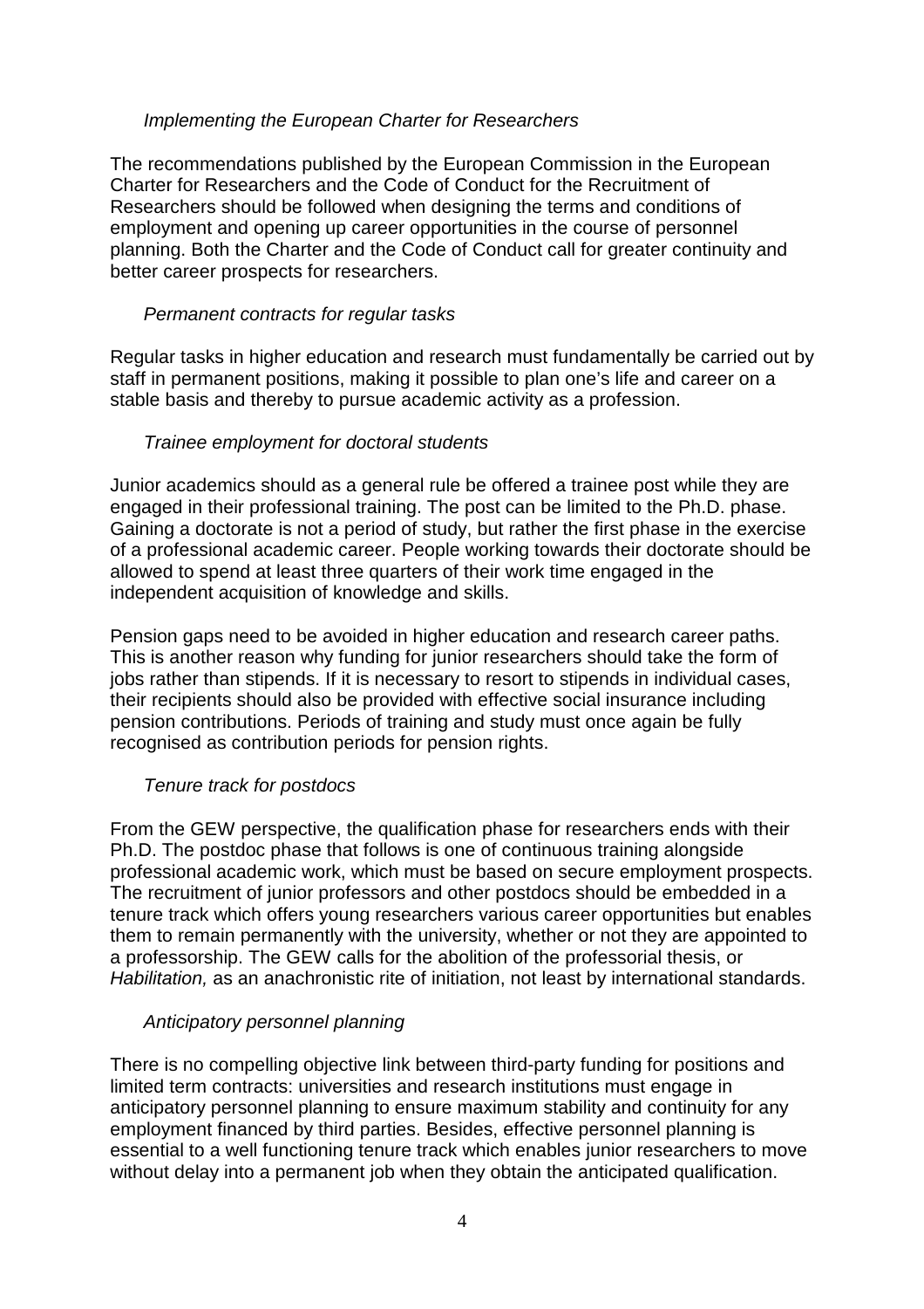*Implementing the European Charter for Researchers*

The recommendations published by the European Commission in the European Charter for Researchers and the Code of Conduct for the Recruitment of Researchers should be followed when designing the terms and conditions of employment and opening up career opportunities in the course of personnel planning. Both the Charter and the Code of Conduct call for greater continuity and better career prospects for researchers.

*Permanent contracts for regular tasks*

Regular tasks in higher education and research must fundamentally be carried out by staff in permanent positions, making it possible to plan one's life and career on a stable basis and thereby to pursue academic activity as a profession.

*Trainee employment for doctoral students*

Junior academics should as a general rule be offered a trainee post while they are engaged in their professional training. The post can be limited to the Ph.D. phase. Gaining a doctorate is not a period of study, but rather the first phase in the exercise of a professional academic career. People working towards their doctorate should be allowed to spend at least three quarters of their work time engaged in the independent acquisition of knowledge and skills.

Pension gaps need to be avoided in higher education and research career paths. This is another reason why funding for junior researchers should take the form of jobs rather than stipends. If it is necessary to resort to stipends in individual cases, their recipients should also be provided with effective social insurance including pension contributions. Periods of training and study must once again be fully recognised as contribution periods for pension rights.

*Tenure track for postdocs*

From the GEW perspective, the qualification phase for researchers ends with their Ph.D. The postdoc phase that follows is one of continuous training alongside professional academic work, which must be based on secure employment prospects. The recruitment of junior professors and other postdocs should be embedded in a tenure track which offers young researchers various career opportunities but enables them to remain permanently with the university, whether or not they are appointed to a professorship. The GEW calls for the abolition of the professorial thesis, or *Habilitation,* as an anachronistic rite of initiation, not least by international standards.

*Anticipatory personnel planning*

There is no compelling objective link between third-party funding for positions and limited term contracts: universities and research institutions must engage in anticipatory personnel planning to ensure maximum stability and continuity for any employment financed by third parties. Besides, effective personnel planning is essential to a well functioning tenure track which enables junior researchers to move without delay into a permanent job when they obtain the anticipated qualification.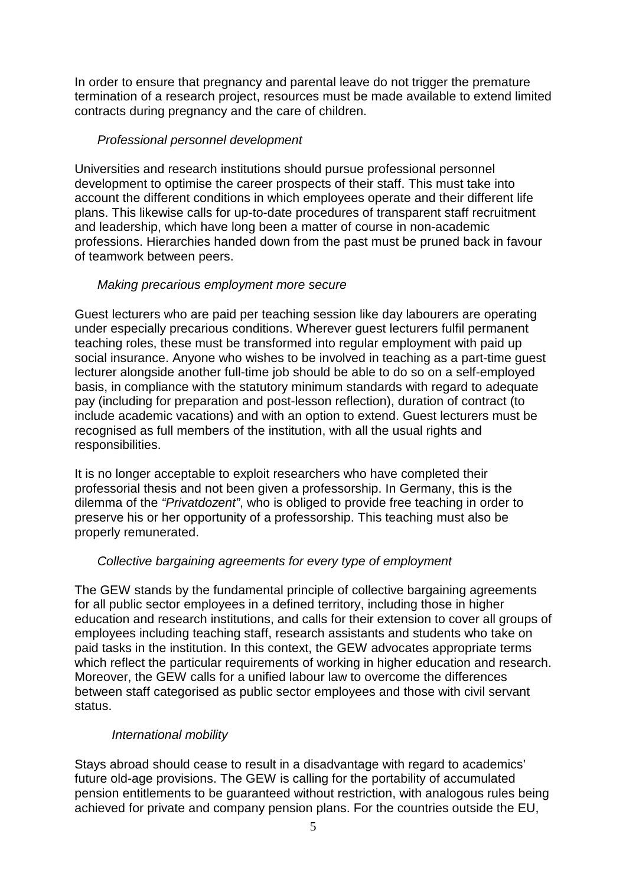In order to ensure that pregnancy and parental leave do not trigger the premature termination of a research project, resources must be made available to extend limited contracts during pregnancy and the care of children.

*Professional personnel development*

Universities and research institutions should pursue professional personnel development to optimise the career prospects of their staff. This must take into account the different conditions in which employees operate and their different life plans. This likewise calls for up-to-date procedures of transparent staff recruitment and leadership, which have long been a matter of course in non-academic professions. Hierarchies handed down from the past must be pruned back in favour of teamwork between peers.

*Making precarious employment more secure*

Guest lecturers who are paid per teaching session like day labourers are operating under especially precarious conditions. Wherever guest lecturers fulfil permanent teaching roles, these must be transformed into regular employment with paid up social insurance. Anyone who wishes to be involved in teaching as a part-time guest lecturer alongside another full-time job should be able to do so on a self-employed basis, in compliance with the statutory minimum standards with regard to adequate pay (including for preparation and post-lesson reflection), duration of contract (to include academic vacations) and with an option to extend. Guest lecturers must be recognised as full members of the institution, with all the usual rights and responsibilities.

It is no longer acceptable to exploit researchers who have completed their professorial thesis and not been given a professorship. In Germany, this is the dilemma of the *"Privatdozent"*, who is obliged to provide free teaching in order to preserve his or her opportunity of a professorship. This teaching must also be properly remunerated.

*Collective bargaining agreements for every type of employment*

The GEW stands by the fundamental principle of collective bargaining agreements for all public sector employees in a defined territory, including those in higher education and research institutions, and calls for their extension to cover all groups of employees including teaching staff, research assistants and students who take on paid tasks in the institution. In this context, the GEW advocates appropriate terms which reflect the particular requirements of working in higher education and research. Moreover, the GEW calls for a unified labour law to overcome the differences between staff categorised as public sector employees and those with civil servant status.

*International mobility*

Stays abroad should cease to result in a disadvantage with regard to academics' future old-age provisions. The GEW is calling for the portability of accumulated pension entitlements to be guaranteed without restriction, with analogous rules being achieved for private and company pension plans. For the countries outside the EU,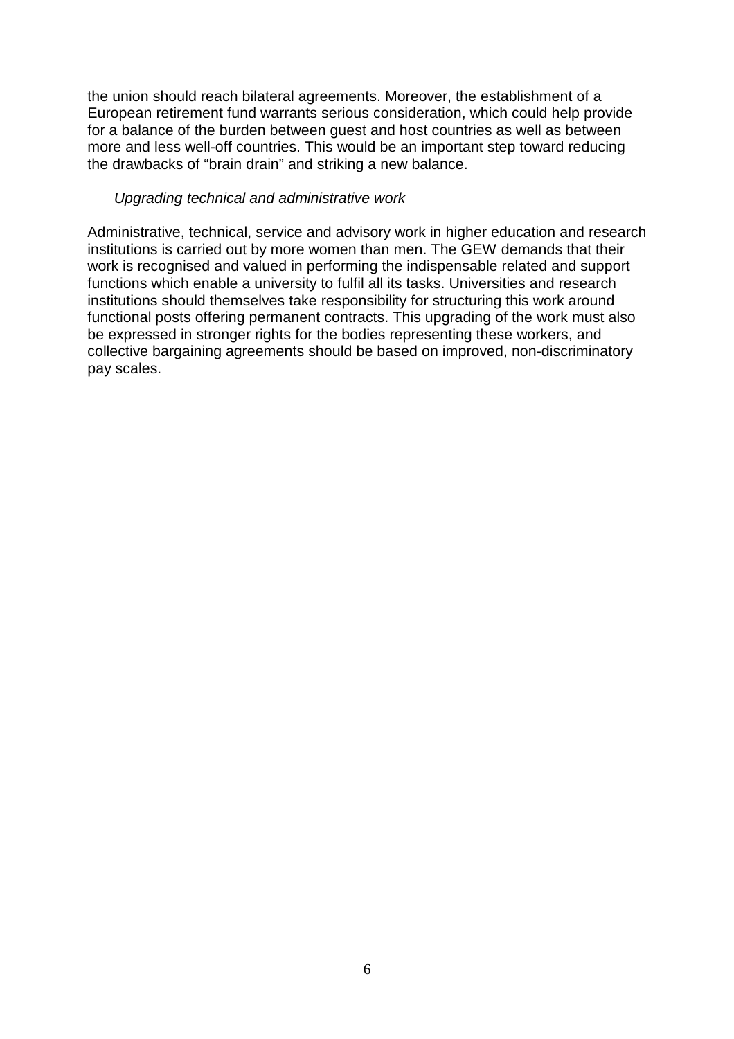the union should reach bilateral agreements. Moreover, the establishment of a European retirement fund warrants serious consideration, which could help provide for a balance of the burden between guest and host countries as well as between more and less well-off countries. This would be an important step toward reducing the drawbacks of "brain drain" and striking a new balance.

### *Upgrading technical and administrative work*

Administrative, technical, service and advisory work in higher education and research institutions is carried out by more women than men. The GEW demands that their work is recognised and valued in performing the indispensable related and support functions which enable a university to fulfil all its tasks. Universities and research institutions should themselves take responsibility for structuring this work around functional posts offering permanent contracts. This upgrading of the work must also be expressed in stronger rights for the bodies representing these workers, and collective bargaining agreements should be based on improved, non-discriminatory pay scales.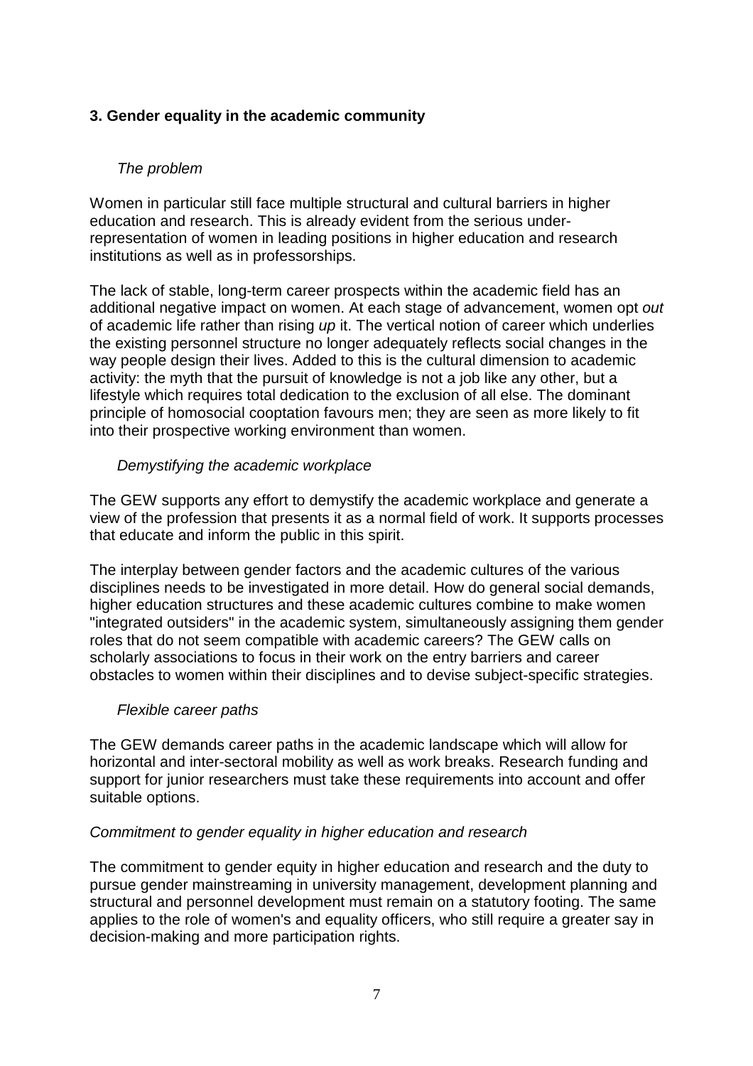### 3. Gender equality in the academic community

*The problem*

Women in particular still face multiple structural and cultural barriers in higher education and research. This is already evident from the serious under-representation of women in leading positions in higher education and research institutions as well as in professorships.

The lack of stable, long-term career prospects within the academic field has an additional negative impact on women. At each stage of advancement, women opt *out* of academic life rather than rising *up* it. The vertical notion of career which underlies the existing personnel structure no longer adequately reflects social changes in the way people design their lives. Added to this is the cultural dimension to academic activity: the myth that the pursuit of knowledge is not a job like any other, but a lifestyle which requires total dedication to the exclusion of all else. The dominant principle of homosocial cooptation favours men; they are seen as more likely to fit into their prospective working environment than women.

*Demystifying the academic workplace*

The GEW supports any effort to demystify the academic workplace and generate a view of the profession that presents it as a normal field of work. It supports processes that educate and inform the public in this spirit.

The interplay between gender factors and the academic cultures of the various disciplines needs to be investigated in more detail. How do general social demands, higher education structures and these academic cultures combine to make women "integrated outsiders" in the academic system, simultaneously assigning them gender roles that do not seem compatible with academic careers? The GEW calls on scholarly associations to focus in their work on the entry barriers and career obstacles to women within their disciplines and to devise subject-specific strategies.

*Flexible career paths*

The GEW demands career paths in the academic landscape which will allow for horizontal and inter-sectoral mobility as well as work breaks. Research funding and support for junior researchers must take these requirements into account and offer suitable options.

*Commitment to gender equality in higher education and research*

The commitment to gender equity in higher education and research and the duty to pursue gender mainstreaming in university management, development planning and structural and personnel development must remain on a statutory footing. The same applies to the role of women's and equality officers, who still require a greater say in decision-making and more participation rights.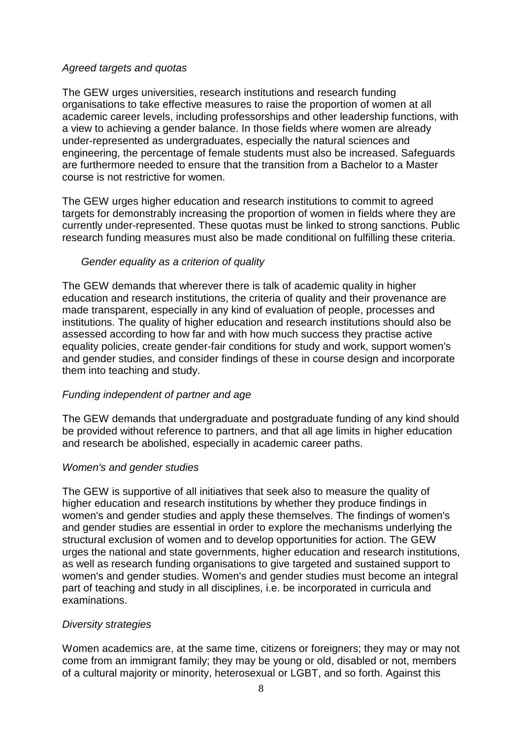*Agreed targets and quotas*

The GEW urges universities, research institutions and research funding organisations to take effective measures to raise the proportion of women at all academic career levels, including professorships and other leadership functions, with a view to achieving a gender balance. In those fields where women are already under-represented as undergraduates, especially the natural sciences and engineering, the percentage of female students must also be increased. Safeguards are furthermore needed to ensure that the transition from a Bachelor to a Master course is not restrictive for women.

The GEW urges higher education and research institutions to commit to agreed targets for demonstrably increasing the proportion of women in fields where they are currently under-represented. These quotas must be linked to strong sanctions. Public research funding measures must also be made conditional on fulfilling these criteria.

*Gender equality as a criterion of quality*

The GEW demands that wherever there is talk of academic quality in higher education and research institutions, the criteria of quality and their provenance are made transparent, especially in any kind of evaluation of people, processes and institutions. The quality of higher education and research institutions should also be assessed according to how far and with how much success they practise active equality policies, create gender-fair conditions for study and work, support women's and gender studies, and consider findings of these in course design and incorporate them into teaching and study.

*Funding independent of partner and age*

The GEW demands that undergraduate and postgraduate funding of any kind should be provided without reference to partners, and that all age limits in higher education and research be abolished, especially in academic career paths.

*Women's and gender studies*

The GEW is supportive of all initiatives that seek also to measure the quality of higher education and research institutions by whether they produce findings in women's and gender studies and apply these themselves. The findings of women's and gender studies are essential in order to explore the mechanisms underlying the structural exclusion of women and to develop opportunities for action. The GEW urges the national and state governments, higher education and research institutions, as well as research funding organisations to give targeted and sustained support to women's and gender studies. Women's and gender studies must become an integral part of teaching and study in all disciplines, i.e. be incorporated in curricula and examinations.

*Diversity strategies*

Women academics are, at the same time, citizens or foreigners; they may or may not come from an immigrant family; they may be young or old, disabled or not, members of a cultural majority or minority, heterosexual or LGBT, and so forth. Against this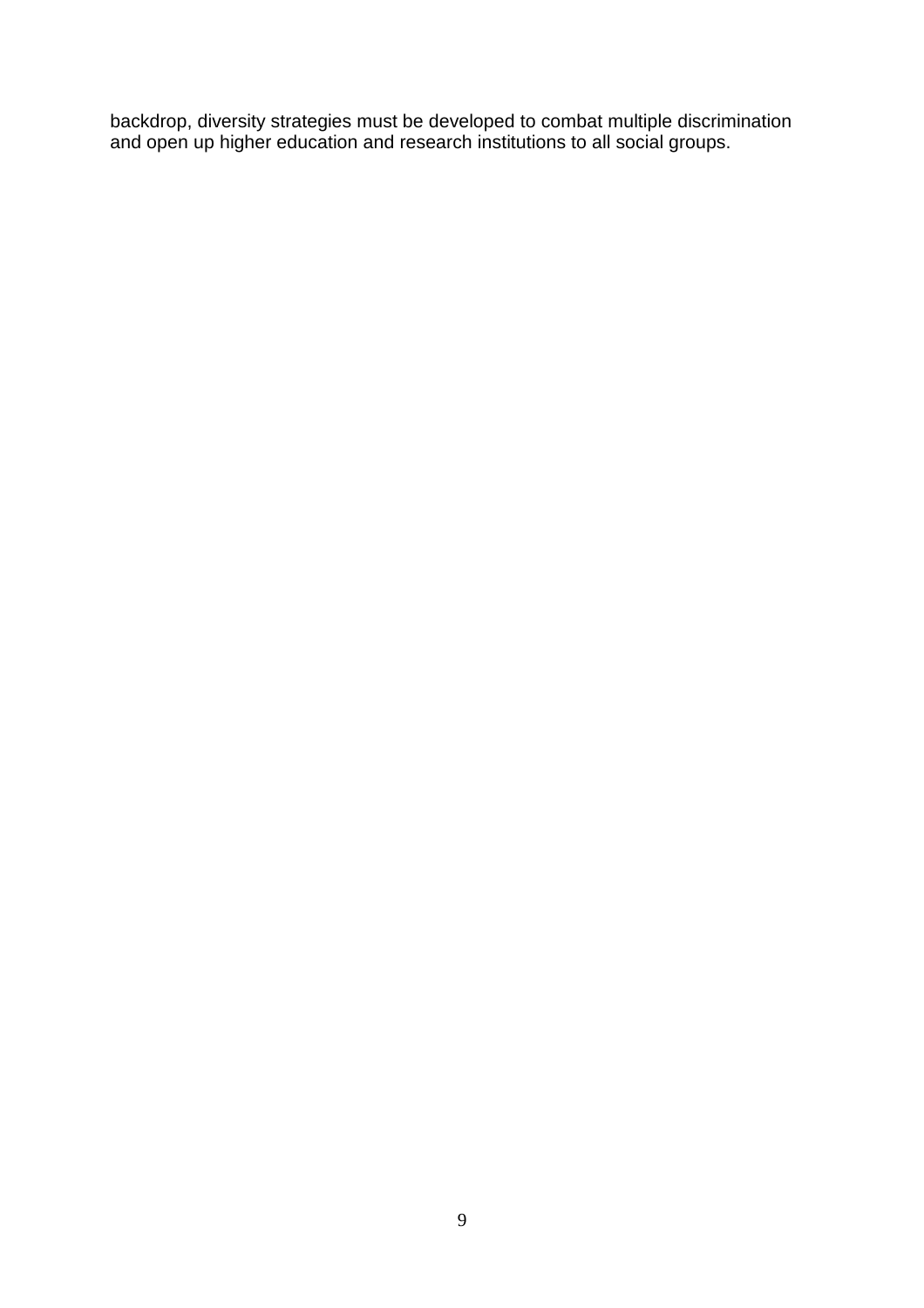backdrop, diversity strategies must be developed to combat multiple discrimination and open up higher education and research institutions to all social groups.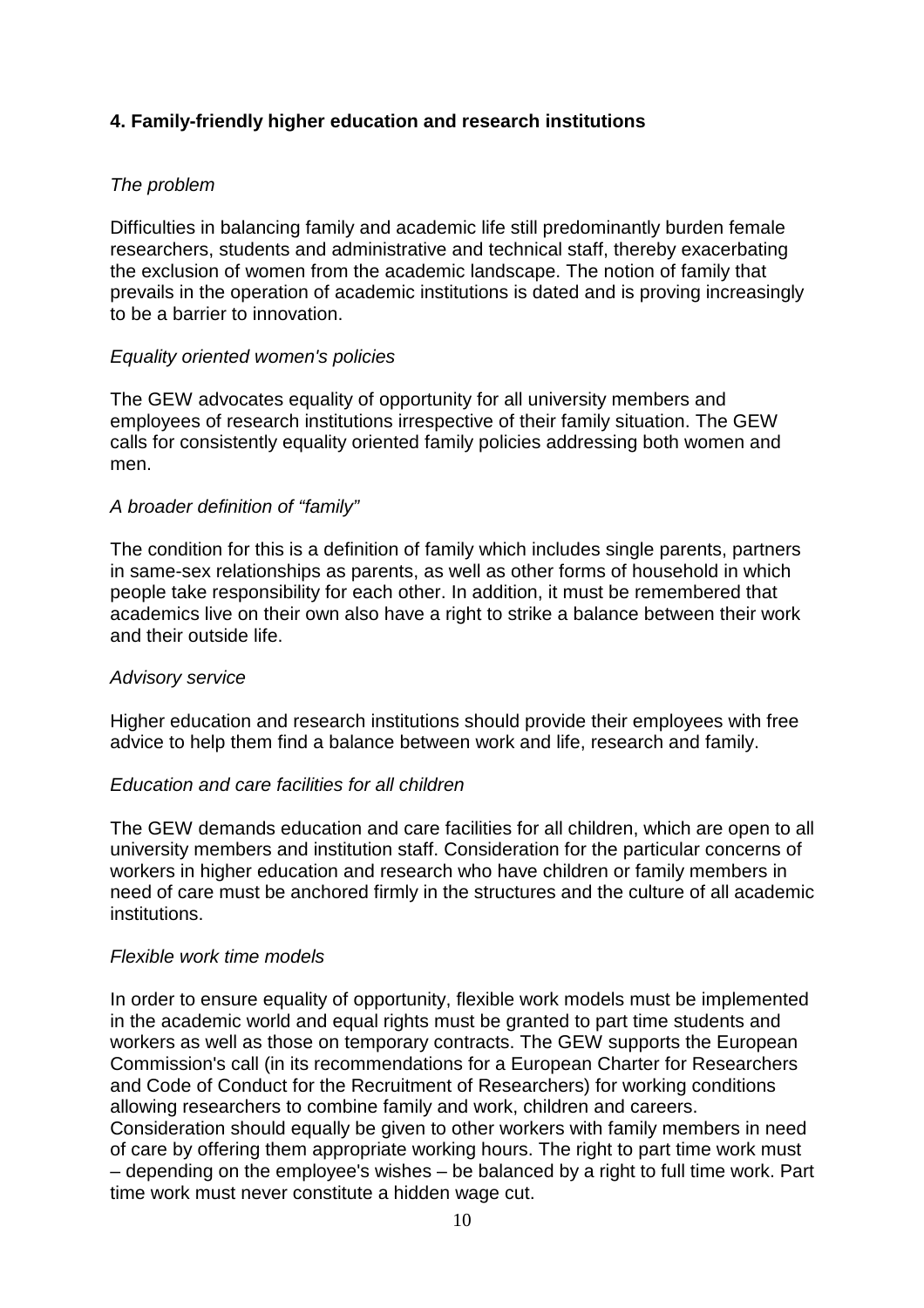## 4. Family-friendly higher education and research institutions

*The problem*

Difficulties in balancing family and academic life still predominantly burden female researchers, students and administrative and technical staff, thereby exacerbating the exclusion of women from the academic landscape. The notion of family that prevails in the operation of academic institutions is dated and is proving increasingly to be a barrier to innovation.

*Equality oriented women's policies*

The GEW advocates equality of opportunity for all university members and employees of research institutions irrespective of their family situation. The GEW calls for consistently equality oriented family policies addressing both women and men.

*A broader definition of "family"*

The condition for this is a definition of family which includes single parents, partners in same-sex relationships as parents, as well as other forms of household in which people take responsibility for each other. In addition, it must be remembered that academics live on their own also have a right to strike a balance between their work and their outside life.

*Advisory service*

Higher education and research institutions should provide their employees with free advice to help them find a balance between work and life, research and family.

*Education and care facilities for all children*

The GEW demands education and care facilities for all children, which are open to all university members and institution staff. Consideration for the particular concerns of workers in higher education and research who have children or family members in need of care must be anchored firmly in the structures and the culture of all academic institutions.

*Flexible work time models*

In order to ensure equality of opportunity, flexible work models must be implemented in the academic world and equal rights must be granted to part time students and workers as well as those on temporary contracts. The GEW supports the European Commission's call (in its recommendations for a European Charter for Researchers and Code of Conduct for the Recruitment of Researchers) for working conditions allowing researchers to combine family and work, children and careers. Consideration should equally be given to other workers with family members in need of care by offering them appropriate working hours. The right to part time work must – depending on the employee's wishes – be balanced by a right to full time work. Part time work must never constitute a hidden wage cut.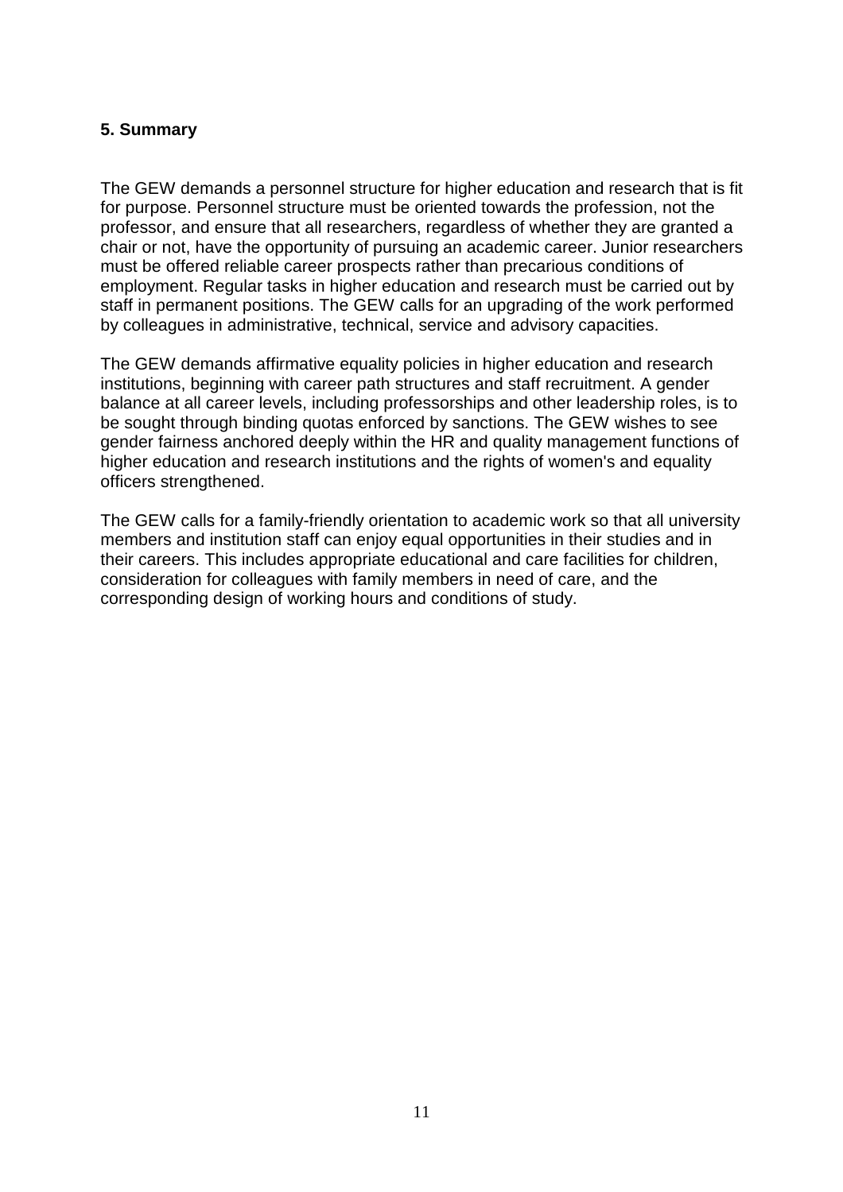## 5. Summary

The GEW demands a personnel structure for higher education and research that is fit for purpose. Personnel structure must be oriented towards the profession, not the professor, and ensure that all researchers, regardless of whether they are granted a chair or not, have the opportunity of pursuing an academic career. Junior researchers must be offered reliable career prospects rather than precarious conditions of employment. Regular tasks in higher education and research must be carried out by staff in permanent positions. The GEW calls for an upgrading of the work performed by colleagues in administrative, technical, service and advisory capacities.

The GEW demands affirmative equality policies in higher education and research institutions, beginning with career path structures and staff recruitment. A gender balance at all career levels, including professorships and other leadership roles, is to be sought through binding quotas enforced by sanctions. The GEW wishes to see gender fairness anchored deeply within the HR and quality management functions of higher education and research institutions and the rights of women's and equality officers strengthened.

The GEW calls for a family-friendly orientation to academic work so that all university members and institution staff can enjoy equal opportunities in their studies and in their careers. This includes appropriate educational and care facilities for children, consideration for colleagues with family members in need of care, and the corresponding design of working hours and conditions of study.